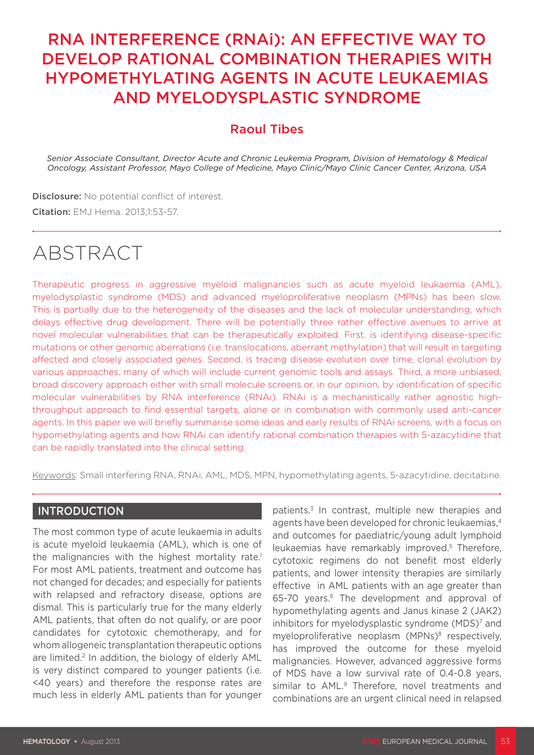# RNA INTERFERENCE (RNAi): AN EFFECTIVE WAY TO DEVELOP RATIONAL COMBINATION THERAPIES WITH HYPOMETHYLATING AGENTS IN ACUTE LEUKAEMIAS AND MYELODYSPLASTIC SYNDROME

## Raoul Tibes

*Senior Associate Consultant, Director Acute and Chronic Leukemia Program, Division of Hematology & Medical Oncology, Assistant Professor, Mayo College of Medicine, Mayo Clinic/Mayo Clinic Cancer Center, Arizona, USA*

**Disclosure:** No potential conflict of interest.

**Citation:** EMJ Hema. 2013;1:53-57.

# ABSTRACT

Therapeutic progress in aggressive myeloid malignancies such as acute myeloid leukaemia (AML), myelodysplastic syndrome (MDS) and advanced myeloproliferative neoplasm (MPNs) has been slow. This is partially due to the heterogeneity of the diseases and the lack of molecular understanding, which delays effective drug development. There will be potentially three rather effective avenues to arrive at novel molecular vulnerabilities that can be therapeutically exploited. First, is identifying disease-specific mutations or other genomic aberrations (i.e. translocations, aberrant methylation) that will result in targeting affected and closely associated genes. Second, is tracing disease evolution over time, clonal evolution by various approaches, many of which will include current genomic tools and assays. Third, a more unbiased, broad discovery approach either with small molecule screens or, in our opinion, by identification of specific molecular vulnerabilities by RNA interference (RNAi). RNAi is a mechanistically rather agnostic high-throughput approach to find essential targets, alone or in combination with commonly used anti-cancer agents. In this paper we will briefly summarise some ideas and early results of RNAi screens, with a focus on hypomethylating agents and how RNAi can identify rational combination therapies with 5-azacytidine that can be rapidly translated into the clinical setting.

Keywords: Small interfering RNA, RNAi, AML, MDS, MPN, hypomethylating agents, 5-azacytidine, decitabine.

## INTRODUCTION

The most common type of acute leukaemia in adults is acute myeloid leukaemia (AML), which is one of the malignancies with the highest mortality rate.[1] For most AML patients, treatment and outcome has not changed for decades; and especially for patients with relapsed and refractory disease, options are dismal. This is particularly true for the many elderly AML patients, that often do not qualify, or are poor candidates for cytotoxic chemotherapy, and for whom allogeneic transplantation therapeutic options are limited.[2] In addition, the biology of elderly AML is very distinct compared to younger patients (i.e. <40 years) and therefore the response rates are much less in elderly AML patients than for younger patients.[3] In contrast, multiple new therapies and agents have been developed for chronic leukaemias,[4] and outcomes for paediatric/young adult lymphoid leukaemias have remarkably improved.[5] Therefore, cytotoxic regimens do not benefit most elderly patients, and lower intensity therapies are similarly effective in AML patients with an age greater than 65-70 years.[6] The development and approval of hypomethylating agents and Janus kinase 2 (JAK2) inhibitors for myelodysplastic syndrome (MDS)[7] and myeloproliferative neoplasm (MPNs)[8] respectively, has improved the outcome for these myeloid malignancies. However, advanced aggressive forms of MDS have a low survival rate of 0.4-0.8 years, similar to AML.[9] Therefore, novel treatments and combinations are an urgent clinical need in relapsed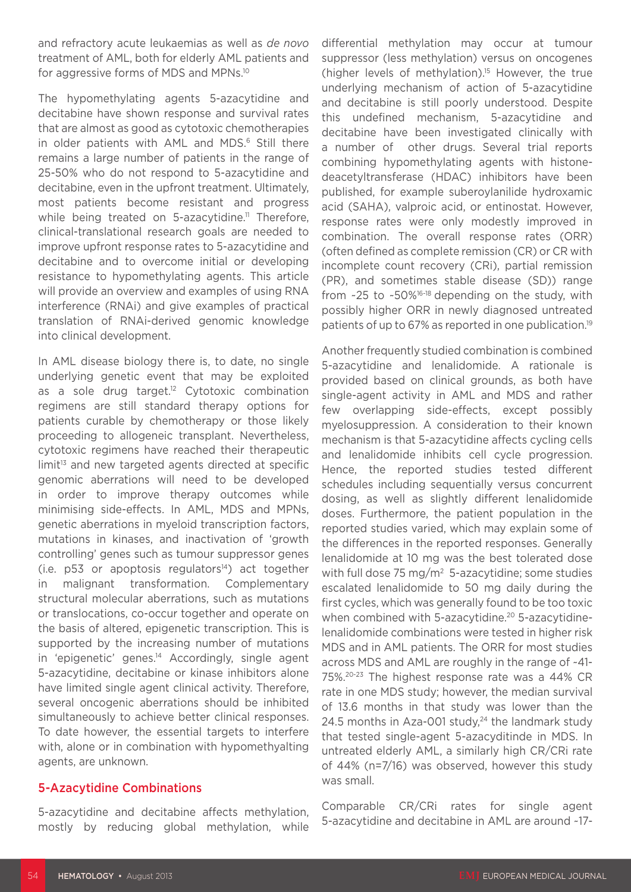and refractory acute leukaemias as well as *de novo* treatment of AML, both for elderly AML patients and for aggressive forms of MDS and MPNs.[10]

The hypomethylating agents 5-azacytidine and decitabine have shown response and survival rates that are almost as good as cytotoxic chemotherapies in older patients with AML and MDS.[6] Still there remains a large number of patients in the range of 25-50% who do not respond to 5-azacytidine and decitabine, even in the upfront treatment. Ultimately, most patients become resistant and progress while being treated on 5-azacytidine.[11] Therefore, clinical-translational research goals are needed to improve upfront response rates to 5-azacytidine and decitabine and to overcome initial or developing resistance to hypomethylating agents. This article will provide an overview and examples of using RNA interference (RNAi) and give examples of practical translation of RNAi-derived genomic knowledge into clinical development.

In AML disease biology there is, to date, no single underlying genetic event that may be exploited as a sole drug target.[12] Cytotoxic combination regimens are still standard therapy options for patients curable by chemotherapy or those likely proceeding to allogeneic transplant. Nevertheless, cytotoxic regimens have reached their therapeutic limit[13] and new targeted agents directed at specific genomic aberrations will need to be developed in order to improve therapy outcomes while minimising side-effects. In AML, MDS and MPNs, genetic aberrations in myeloid transcription factors, mutations in kinases, and inactivation of 'growth controlling' genes such as tumour suppressor genes (i.e. p53 or apoptosis regulators[14]) act together in malignant transformation. Complementary structural molecular aberrations, such as mutations or translocations, co-occur together and operate on the basis of altered, epigenetic transcription. This is supported by the increasing number of mutations in 'epigenetic' genes.[14] Accordingly, single agent 5-azacytidine, decitabine or kinase inhibitors alone have limited single agent clinical activity. Therefore, several oncogenic aberrations should be inhibited simultaneously to achieve better clinical responses. To date however, the essential targets to interfere with, alone or in combination with hypomethyalting agents, are unknown.

## 5-Azacytidine Combinations

5-azacytidine and decitabine affects methylation, mostly by reducing global methylation, while differential methylation may occur at tumour suppressor (less methylation) versus on oncogenes (higher levels of methylation).[15] However, the true underlying mechanism of action of 5-azacytidine and decitabine is still poorly understood. Despite this undefined mechanism, 5-azacytidine and decitabine have been investigated clinically with a number of other drugs. Several trial reports combining hypomethylating agents with histone-deacetyltransferase (HDAC) inhibitors have been published, for example suberoylanilide hydroxamic acid (SAHA), valproic acid, or entinostat. However, response rates were only modestly improved in combination. The overall response rates (ORR) (often defined as complete remission (CR) or CR with incomplete count recovery (CRi), partial remission (PR), and sometimes stable disease (SD)) range from ~25 to ~50%[16-18] depending on the study, with possibly higher ORR in newly diagnosed untreated patients of up to 67% as reported in one publication.[19]

Another frequently studied combination is combined 5-azacytidine and lenalidomide. A rationale is provided based on clinical grounds, as both have single-agent activity in AML and MDS and rather few overlapping side-effects, except possibly myelosuppression. A consideration to their known mechanism is that 5-azacytidine affects cycling cells and lenalidomide inhibits cell cycle progression. Hence, the reported studies tested different schedules including sequentially versus concurrent dosing, as well as slightly different lenalidomide doses. Furthermore, the patient population in the reported studies varied, which may explain some of the differences in the reported responses. Generally lenalidomide at 10 mg was the best tolerated dose with full dose 75 mg/m$^2$ 5-azacytidine; some studies escalated lenalidomide to 50 mg daily during the first cycles, which was generally found to be too toxic when combined with 5-azacytidine.[20] 5-azacytidine-lenalidomide combinations were tested in higher risk MDS and in AML patients. The ORR for most studies across MDS and AML are roughly in the range of ~41-75%.[20-23] The highest response rate was a 44% CR rate in one MDS study; however, the median survival of 13.6 months in that study was lower than the 24.5 months in Aza-001 study,[24] the landmark study that tested single-agent 5-azacyditinde in MDS. In untreated elderly AML, a similarly high CR/CRi rate of 44% (n=7/16) was observed, however this study was small.

Comparable CR/CRi rates for single agent 5-azacytidine and decitabine in AML are around ~17-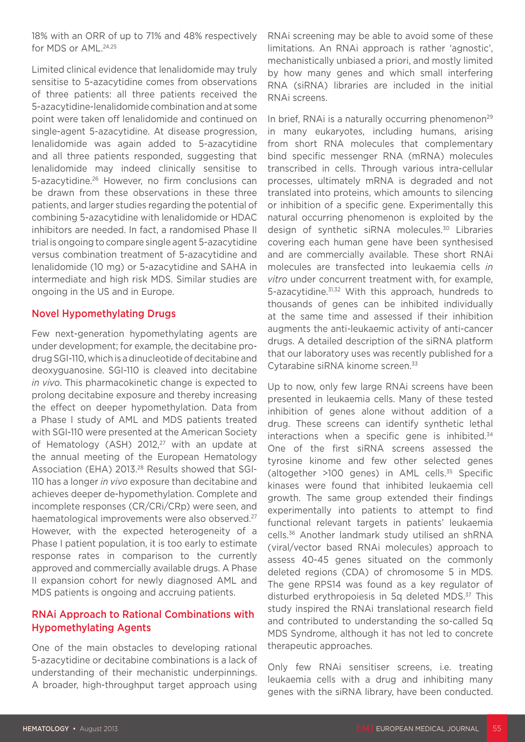18% with an ORR of up to 71% and 48% respectively for MDS or AML.[24,25]

Limited clinical evidence that lenalidomide may truly sensitise to 5-azacytidine comes from observations of three patients: all three patients received the 5-azacytidine-lenalidomide combination and at some point were taken off lenalidomide and continued on single-agent 5-azacytidine. At disease progression, lenalidomide was again added to 5-azacytidine and all three patients responded, suggesting that lenalidomide may indeed clinically sensitise to 5-azacytidine.[26] However, no firm conclusions can be drawn from these observations in these three patients, and larger studies regarding the potential of combining 5-azacytidine with lenalidomide or HDAC inhibitors are needed. In fact, a randomised Phase II trial is ongoing to compare single agent 5-azacytidine versus combination treatment of 5-azacytidine and lenalidomide (10 mg) or 5-azacytidine and SAHA in intermediate and high risk MDS. Similar studies are ongoing in the US and in Europe.

## Novel Hypomethylating Drugs

Few next-generation hypomethylating agents are under development; for example, the decitabine pro-drug SGI-110, which is a dinucleotide of decitabine and deoxyguanosine. SGI-110 is cleaved into decitabine *in vivo*. This pharmacokinetic change is expected to prolong decitabine exposure and thereby increasing the effect on deeper hypomethylation. Data from a Phase I study of AML and MDS patients treated with SGI-110 were presented at the American Society of Hematology (ASH) 2012,[27] with an update at the annual meeting of the European Hematology Association (EHA) 2013.[28] Results showed that SGI-110 has a longer *in vivo* exposure than decitabine and achieves deeper de-hypomethylation. Complete and incomplete responses (CR/CRi/CRp) were seen, and haematological improvements were also observed.[27] However, with the expected heterogeneity of a Phase I patient population, it is too early to estimate response rates in comparison to the currently approved and commercially available drugs. A Phase II expansion cohort for newly diagnosed AML and MDS patients is ongoing and accruing patients.

## RNAi Approach to Rational Combinations with Hypomethylating Agents

One of the main obstacles to developing rational 5-azacytidine or decitabine combinations is a lack of understanding of their mechanistic underpinnings. A broader, high-throughput target approach using RNAi screening may be able to avoid some of these limitations. An RNAi approach is rather 'agnostic', mechanistically unbiased a priori, and mostly limited by how many genes and which small interfering RNA (siRNA) libraries are included in the initial RNAi screens.

In brief, RNAi is a naturally occurring phenomenon[29] in many eukaryotes, including humans, arising from short RNA molecules that complementary bind specific messenger RNA (mRNA) molecules transcribed in cells. Through various intra-cellular processes, ultimately mRNA is degraded and not translated into proteins, which amounts to silencing or inhibition of a specific gene. Experimentally this natural occurring phenomenon is exploited by the design of synthetic siRNA molecules.[30] Libraries covering each human gene have been synthesised and are commercially available. These short RNAi molecules are transfected into leukaemia cells *in vitro* under concurrent treatment with, for example, 5-azacytidine.[31,32] With this approach, hundreds to thousands of genes can be inhibited individually at the same time and assessed if their inhibition augments the anti-leukaemic activity of anti-cancer drugs. A detailed description of the siRNA platform that our laboratory uses was recently published for a Cytarabine siRNA kinome screen.[33]

Up to now, only few large RNAi screens have been presented in leukaemia cells. Many of these tested inhibition of genes alone without addition of a drug. These screens can identify synthetic lethal interactions when a specific gene is inhibited.[34] One of the first siRNA screens assessed the tyrosine kinome and few other selected genes (altogether >100 genes) in AML cells.[35] Specific kinases were found that inhibited leukaemia cell growth. The same group extended their findings experimentally into patients to attempt to find functional relevant targets in patients' leukaemia cells.[36] Another landmark study utilised an shRNA (viral/vector based RNAi molecules) approach to assess 40-45 genes situated on the commonly deleted regions (CDA) of chromosome 5 in MDS. The gene RPS14 was found as a key regulator of disturbed erythropoiesis in 5q deleted MDS.[37] This study inspired the RNAi translational research field and contributed to understanding the so-called 5q MDS Syndrome, although it has not led to concrete therapeutic approaches.

Only few RNAi sensitiser screens, i.e. treating leukaemia cells with a drug and inhibiting many genes with the siRNA library, have been conducted.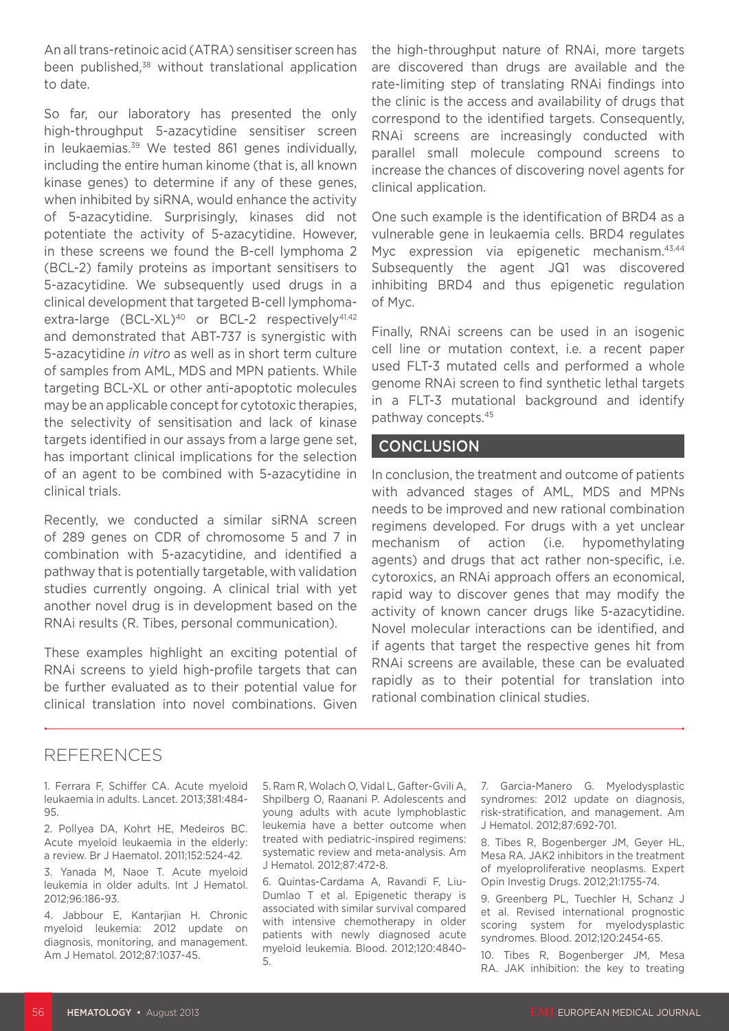An all trans-retinoic acid (ATRA) sensitiser screen has been published,[38] without translational application to date.

So far, our laboratory has presented the only high-throughput 5-azacytidine sensitiser screen in leukaemias.[39] We tested 861 genes individually, including the entire human kinome (that is, all known kinase genes) to determine if any of these genes, when inhibited by siRNA, would enhance the activity of 5-azacytidine. Surprisingly, kinases did not potentiate the activity of 5-azacytidine. However, in these screens we found the B-cell lymphoma 2 (BCL-2) family proteins as important sensitisers to 5-azacytidine. We subsequently used drugs in a clinical development that targeted B-cell lymphoma-extra-large (BCL-XL)[40] or BCL-2 respectively[41,42] and demonstrated that ABT-737 is synergistic with 5-azacytidine *in vitro* as well as in short term culture of samples from AML, MDS and MPN patients. While targeting BCL-XL or other anti-apoptotic molecules may be an applicable concept for cytotoxic therapies, the selectivity of sensitisation and lack of kinase targets identified in our assays from a large gene set, has important clinical implications for the selection of an agent to be combined with 5-azacytidine in clinical trials.

Recently, we conducted a similar siRNA screen of 289 genes on CDR of chromosome 5 and 7 in combination with 5-azacytidine, and identified a pathway that is potentially targetable, with validation studies currently ongoing. A clinical trial with yet another novel drug is in development based on the RNAi results (R. Tibes, personal communication).

These examples highlight an exciting potential of RNAi screens to yield high-profile targets that can be further evaluated as to their potential value for clinical translation into novel combinations. Given the high-throughput nature of RNAi, more targets are discovered than drugs are available and the rate-limiting step of translating RNAi findings into the clinic is the access and availability of drugs that correspond to the identified targets. Consequently, RNAi screens are increasingly conducted with parallel small molecule compound screens to increase the chances of discovering novel agents for clinical application.

One such example is the identification of BRD4 as a vulnerable gene in leukaemia cells. BRD4 regulates Myc expression via epigenetic mechanism.[43,44] Subsequently the agent JQ1 was discovered inhibiting BRD4 and thus epigenetic regulation of Myc.

Finally, RNAi screens can be used in an isogenic cell line or mutation context, i.e. a recent paper used FLT-3 mutated cells and performed a whole genome RNAi screen to find synthetic lethal targets in a FLT-3 mutational background and identify pathway concepts.[45]

## CONCLUSION

In conclusion, the treatment and outcome of patients with advanced stages of AML, MDS and MPNs needs to be improved and new rational combination regimens developed. For drugs with a yet unclear mechanism of action (i.e. hypomethylating agents) and drugs that act rather non-specific, i.e. cytoroxics, an RNAi approach offers an economical, rapid way to discover genes that may modify the activity of known cancer drugs like 5-azacytidine. Novel molecular interactions can be identified, and if agents that target the respective genes hit from RNAi screens are available, these can be evaluated rapidly as to their potential for translation into rational combination clinical studies.

## REFERENCES

1. Ferrara F, Schiffer CA. Acute myeloid leukaemia in adults. Lancet. 2013;381:484-95.

2. Pollyea DA, Kohrt HE, Medeiros BC. Acute myeloid leukaemia in the elderly: a review. Br J Haematol. 2011;152:524-42.

3. Yanada M, Naoe T. Acute myeloid leukemia in older adults. Int J Hematol. 2012;96:186-93.

4. Jabbour E, Kantarjian H. Chronic myeloid leukemia: 2012 update on diagnosis, monitoring, and management. Am J Hematol. 2012;87:1037-45.

5. Ram R, Wolach O, Vidal L, Gafter-Gvili A, Shpilberg O, Raanani P. Adolescents and young adults with acute lymphoblastic leukemia have a better outcome when treated with pediatric-inspired regimens: systematic review and meta-analysis. Am J Hematol. 2012;87:472-8.

6. Quintas-Cardama A, Ravandi F, Liu-Dumlao T et al. Epigenetic therapy is associated with similar survival compared with intensive chemotherapy in older patients with newly diagnosed acute myeloid leukemia. Blood. 2012;120:4840-5.

7. Garcia-Manero G. Myelodysplastic syndromes: 2012 update on diagnosis, risk-stratification, and management. Am J Hematol. 2012;87:692-701.

8. Tibes R, Bogenberger JM, Geyer HL, Mesa RA. JAK2 inhibitors in the treatment of myeloproliferative neoplasms. Expert Opin Investig Drugs. 2012;21:1755-74.

9. Greenberg PL, Tuechler H, Schanz J et al. Revised international prognostic scoring system for myelodysplastic syndromes. Blood. 2012;120:2454-65.

10. Tibes R, Bogenberger JM, Mesa RA. JAK inhibition: the key to treating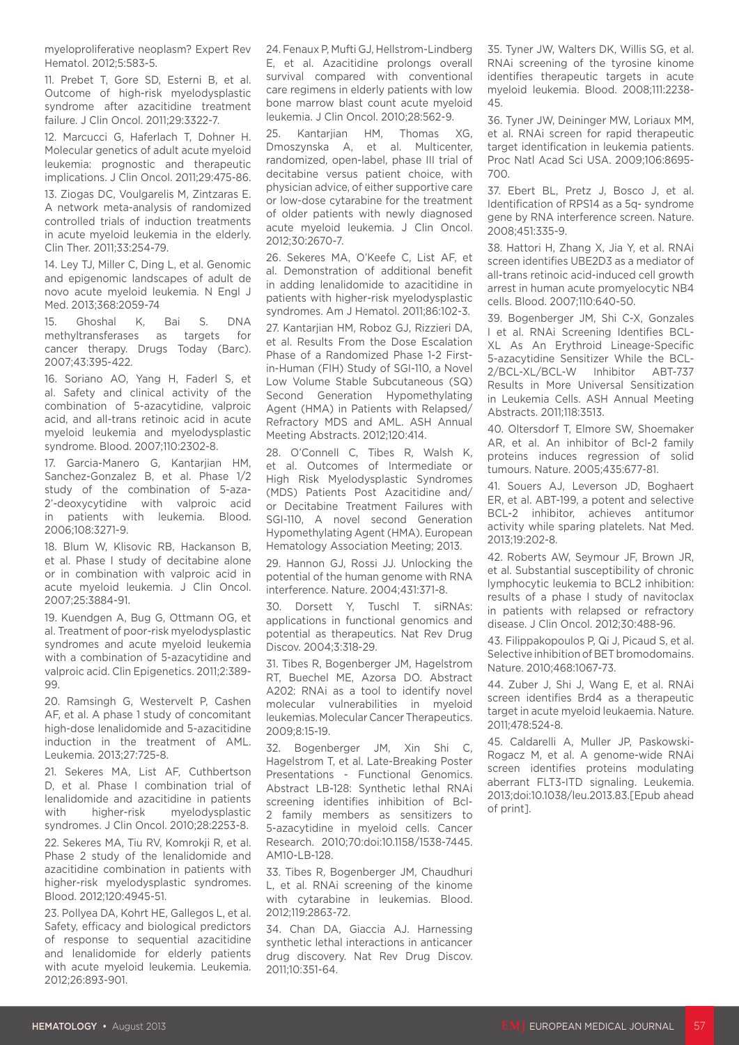myeloproliferative neoplasm? Expert Rev Hematol. 2012;5:583-5.

11. Prebet T, Gore SD, Esterni B, et al. Outcome of high-risk myelodysplastic syndrome after azacitidine treatment failure. J Clin Oncol. 2011;29:3322-7.

12. Marcucci G, Haferlach T, Dohner H. Molecular genetics of adult acute myeloid leukemia: prognostic and therapeutic implications. J Clin Oncol. 2011;29:475-86.

13. Ziogas DC, Voulgarelis M, Zintzaras E. A network meta-analysis of randomized controlled trials of induction treatments in acute myeloid leukemia in the elderly. Clin Ther. 2011;33:254-79.

14. Ley TJ, Miller C, Ding L, et al. Genomic and epigenomic landscapes of adult de novo acute myeloid leukemia. N Engl J Med. 2013;368:2059-74

15. Ghoshal K, Bai S. DNA methyltransferases as targets for cancer therapy. Drugs Today (Barc). 2007;43:395-422.

16. Soriano AO, Yang H, Faderl S, et al. Safety and clinical activity of the combination of 5-azacytidine, valproic acid, and all-trans retinoic acid in acute myeloid leukemia and myelodysplastic syndrome. Blood. 2007;110:2302-8.

17. Garcia-Manero G, Kantarjian HM, Sanchez-Gonzalez B, et al. Phase 1/2 study of the combination of 5-aza-2'-deoxycytidine with valproic acid in patients with leukemia. Blood. 2006;108:3271-9.

18. Blum W, Klisovic RB, Hackanson B, et al. Phase I study of decitabine alone or in combination with valproic acid in acute myeloid leukemia. J Clin Oncol. 2007;25:3884-91.

19. Kuendgen A, Bug G, Ottmann OG, et al. Treatment of poor-risk myelodysplastic syndromes and acute myeloid leukemia with a combination of 5-azacytidine and valproic acid. Clin Epigenetics. 2011;2:389-99.

20. Ramsingh G, Westervelt P, Cashen AF, et al. A phase 1 study of concomitant high-dose lenalidomide and 5-azacitidine induction in the treatment of AML. Leukemia. 2013;27:725-8.

21. Sekeres MA, List AF, Cuthbertson D, et al. Phase I combination trial of lenalidomide and azacitidine in patients with higher-risk myelodysplastic syndromes. J Clin Oncol. 2010;28:2253-8.

22. Sekeres MA, Tiu RV, Komrokji R, et al. Phase 2 study of the lenalidomide and azacitidine combination in patients with higher-risk myelodysplastic syndromes. Blood. 2012;120:4945-51.

23. Pollyea DA, Kohrt HE, Gallegos L, et al. Safety, efficacy and biological predictors of response to sequential azacitidine and lenalidomide for elderly patients with acute myeloid leukemia. Leukemia. 2012;26:893-901.

24. Fenaux P, Mufti GJ, Hellstrom-Lindberg E, et al. Azacitidine prolongs overall survival compared with conventional care regimens in elderly patients with low bone marrow blast count acute myeloid leukemia. J Clin Oncol. 2010;28:562-9.

25. Kantarjian HM, Thomas XG, Dmoszynska A, et al. Multicenter, randomized, open-label, phase III trial of decitabine versus patient choice, with physician advice, of either supportive care or low-dose cytarabine for the treatment of older patients with newly diagnosed acute myeloid leukemia. J Clin Oncol. 2012;30:2670-7.

26. Sekeres MA, O'Keefe C, List AF, et al. Demonstration of additional benefit in adding lenalidomide to azacitidine in patients with higher-risk myelodysplastic syndromes. Am J Hematol. 2011;86:102-3.

27. Kantarjian HM, Roboz GJ, Rizzieri DA, et al. Results From the Dose Escalation Phase of a Randomized Phase 1-2 First-in-Human (FIH) Study of SGI-110, a Novel Low Volume Stable Subcutaneous (SQ) Second Generation Hypomethylating Agent (HMA) in Patients with Relapsed/Refractory MDS and AML. ASH Annual Meeting Abstracts. 2012;120:414.

28. O'Connell C, Tibes R, Walsh K, et al. Outcomes of Intermediate or High Risk Myelodysplastic Syndromes (MDS) Patients Post Azacitidine and/or Decitabine Treatment Failures with SGI-110, A novel second Generation Hypomethylating Agent (HMA). European Hematology Association Meeting; 2013.

29. Hannon GJ, Rossi JJ. Unlocking the potential of the human genome with RNA interference. Nature. 2004;431:371-8.

30. Dorsett Y, Tuschl T. siRNAs: applications in functional genomics and potential as therapeutics. Nat Rev Drug Discov. 2004;3:318-29.

31. Tibes R, Bogenberger JM, Hagelstrom RT, Buechel ME, Azorsa DO. Abstract A202: RNAi as a tool to identify novel molecular vulnerabilities in myeloid leukemias. Molecular Cancer Therapeutics. 2009;8:15-19.

32. Bogenberger JM, Xin Shi C, Hagelstrom T, et al. Late-Breaking Poster Presentations - Functional Genomics. Abstract LB-128: Synthetic lethal RNAi screening identifies inhibition of Bcl-2 family members as sensitizers to 5-azacytidine in myeloid cells. Cancer Research. 2010;70:doi:10.1158/1538-7445. AM10-LB-128.

33. Tibes R, Bogenberger JM, Chaudhuri L, et al. RNAi screening of the kinome with cytarabine in leukemias. Blood. 2012;119:2863-72.

34. Chan DA, Giaccia AJ. Harnessing synthetic lethal interactions in anticancer drug discovery. Nat Rev Drug Discov. 2011;10:351-64.

35. Tyner JW, Walters DK, Willis SG, et al. RNAi screening of the tyrosine kinome identifies therapeutic targets in acute myeloid leukemia. Blood. 2008;111:2238-45.

36. Tyner JW, Deininger MW, Loriaux MM, et al. RNAi screen for rapid therapeutic target identification in leukemia patients. Proc Natl Acad Sci USA. 2009;106:8695-700.

37. Ebert BL, Pretz J, Bosco J, et al. Identification of RPS14 as a 5q- syndrome gene by RNA interference screen. Nature. 2008;451:335-9.

38. Hattori H, Zhang X, Jia Y, et al. RNAi screen identifies UBE2D3 as a mediator of all-trans retinoic acid-induced cell growth arrest in human acute promyelocytic NB4 cells. Blood. 2007;110:640-50.

39. Bogenberger JM, Shi C-X, Gonzales I et al. RNAi Screening Identifies BCL-XL As An Erythroid Lineage-Specific 5-azacytidine Sensitizer While the BCL-2/BCL-XL/BCL-W Inhibitor ABT-737 Results in More Universal Sensitization in Leukemia Cells. ASH Annual Meeting Abstracts. 2011;118:3513.

40. Oltersdorf T, Elmore SW, Shoemaker AR, et al. An inhibitor of Bcl-2 family proteins induces regression of solid tumours. Nature. 2005;435:677-81.

41. Souers AJ, Leverson JD, Boghaert ER, et al. ABT-199, a potent and selective BCL-2 inhibitor, achieves antitumor activity while sparing platelets. Nat Med. 2013;19:202-8.

42. Roberts AW, Seymour JF, Brown JR, et al. Substantial susceptibility of chronic lymphocytic leukemia to BCL2 inhibition: results of a phase I study of navitoclax in patients with relapsed or refractory disease. J Clin Oncol. 2012;30:488-96.

43. Filippakopoulos P, Qi J, Picaud S, et al. Selective inhibition of BET bromodomains. Nature. 2010;468:1067-73.

44. Zuber J, Shi J, Wang E, et al. RNAi screen identifies Brd4 as a therapeutic target in acute myeloid leukaemia. Nature. 2011;478:524-8.

45. Caldarelli A, Muller JP, Paskowski-Rogacz M, et al. A genome-wide RNAi screen identifies proteins modulating aberrant FLT3-ITD signaling. Leukemia. 2013;doi:10.1038/leu.2013.83.[Epub ahead of print].